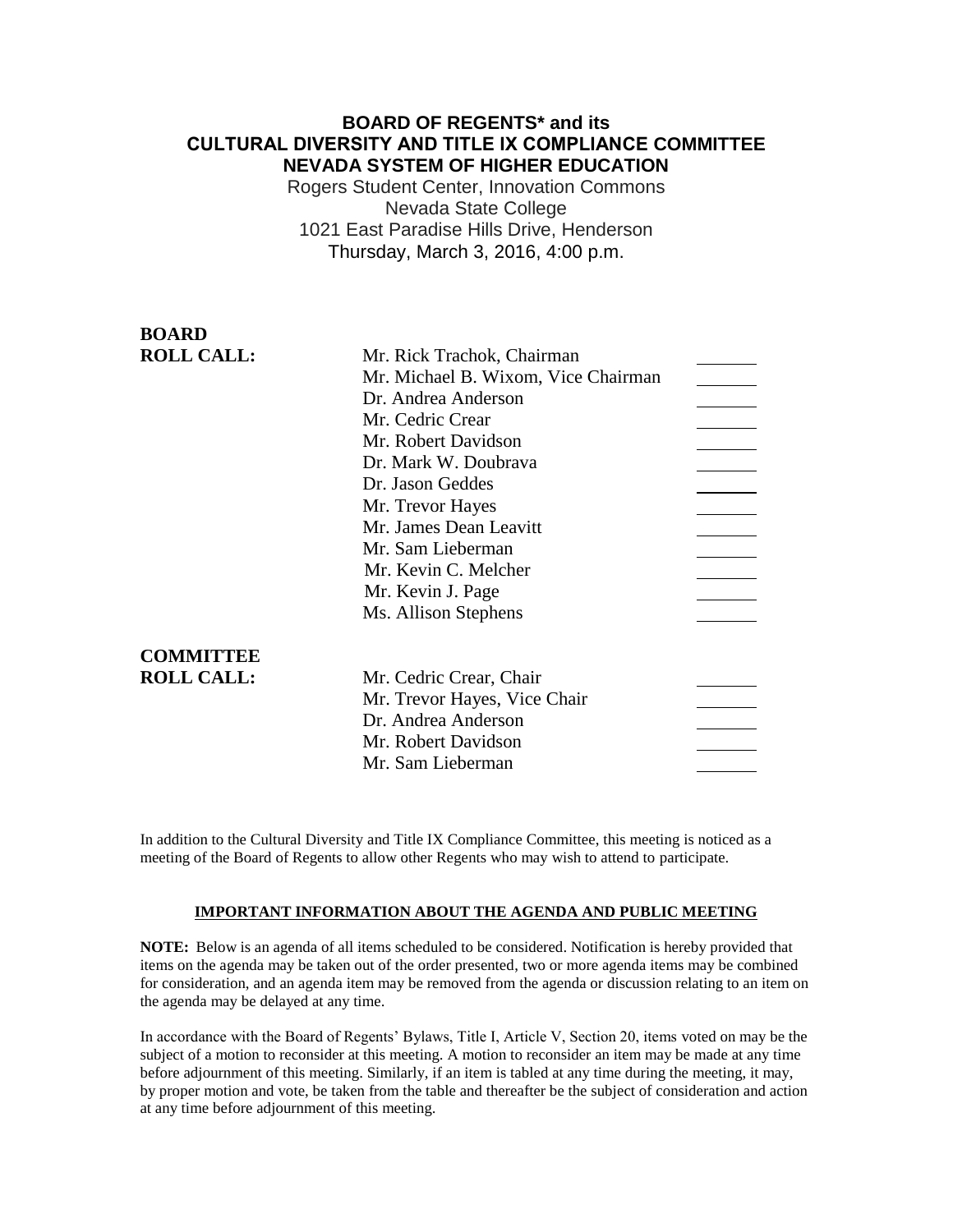# BOARD OF REGENTS* and its CULTURAL DIVERSITY AND TITLE IX COMPLIANCE COMMITTEE NEVADA SYSTEM OF HIGHER EDUCATION

Rogers Student Center, Innovation Commons
Nevada State College
1021 East Paradise Hills Drive, Henderson
Thursday, March 3, 2016, 4:00 p.m.

| | | |
|---|---|---|
| **BOARD ROLL CALL:** | Mr. Rick Trachok, Chairman | ______ |
| | Mr. Michael B. Wixom, Vice Chairman | ______ |
| | Dr. Andrea Anderson | ______ |
| | Mr. Cedric Crear | ______ |
| | Mr. Robert Davidson | ______ |
| | Dr. Mark W. Doubrava | ______ |
| | Dr. Jason Geddes | ______ |
| | Mr. Trevor Hayes | ______ |
| | Mr. James Dean Leavitt | ______ |
| | Mr. Sam Lieberman | ______ |
| | Mr. Kevin C. Melcher | ______ |
| | Mr. Kevin J. Page | ______ |
| | Ms. Allison Stephens | ______ |

| | | |
|---|---|---|
| **COMMITTEE ROLL CALL:** | Mr. Cedric Crear, Chair | ______ |
| | Mr. Trevor Hayes, Vice Chair | ______ |
| | Dr. Andrea Anderson | ______ |
| | Mr. Robert Davidson | ______ |
| | Mr. Sam Lieberman | ______ |

In addition to the Cultural Diversity and Title IX Compliance Committee, this meeting is noticed as a meeting of the Board of Regents to allow other Regents who may wish to attend to participate.

**IMPORTANT INFORMATION ABOUT THE AGENDA AND PUBLIC MEETING**

**NOTE:** Below is an agenda of all items scheduled to be considered. Notification is hereby provided that items on the agenda may be taken out of the order presented, two or more agenda items may be combined for consideration, and an agenda item may be removed from the agenda or discussion relating to an item on the agenda may be delayed at any time.

In accordance with the Board of Regents' Bylaws, Title I, Article V, Section 20, items voted on may be the subject of a motion to reconsider at this meeting. A motion to reconsider an item may be made at any time before adjournment of this meeting. Similarly, if an item is tabled at any time during the meeting, it may, by proper motion and vote, be taken from the table and thereafter be the subject of consideration and action at any time before adjournment of this meeting.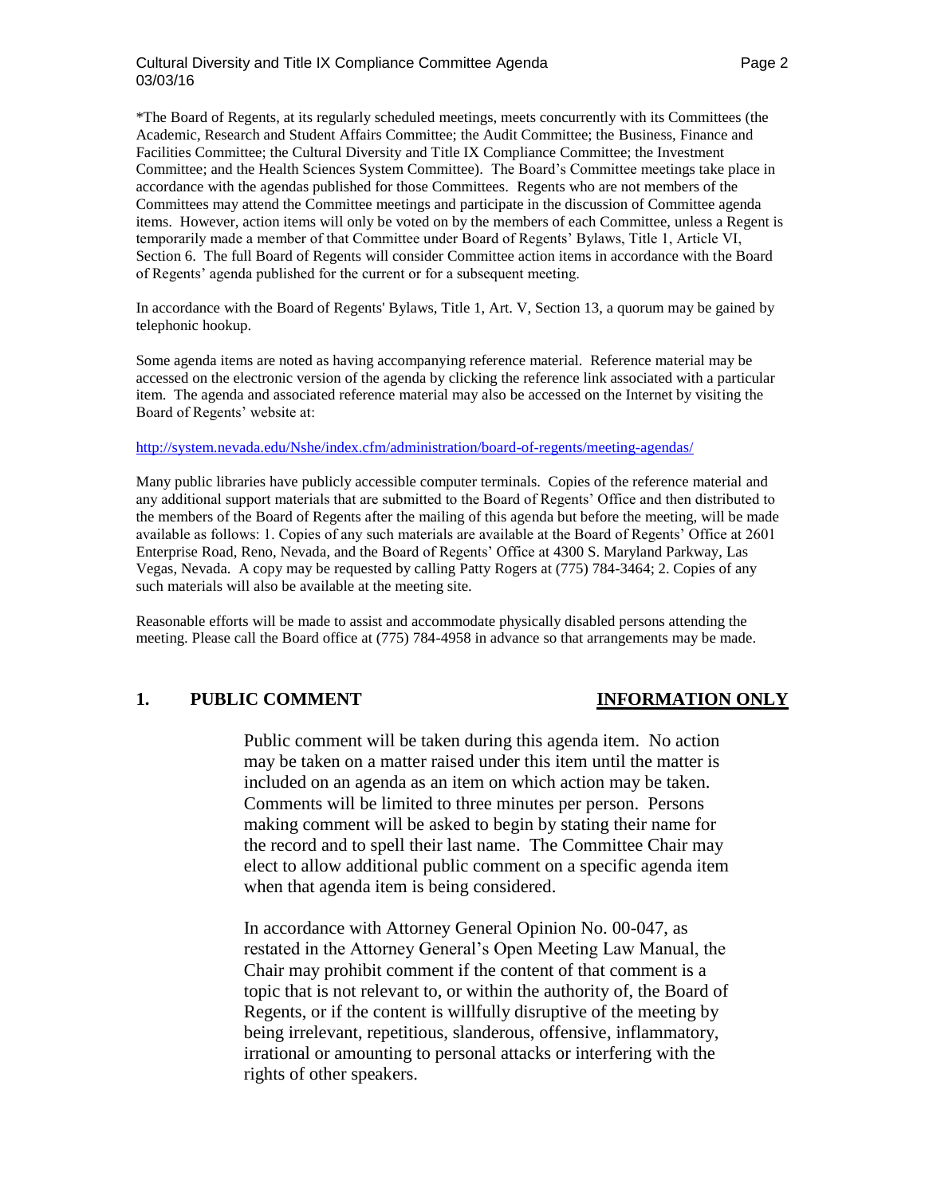*The Board of Regents, at its regularly scheduled meetings, meets concurrently with its Committees (the Academic, Research and Student Affairs Committee; the Audit Committee; the Business, Finance and Facilities Committee; the Cultural Diversity and Title IX Compliance Committee; the Investment Committee; and the Health Sciences System Committee). The Board's Committee meetings take place in accordance with the agendas published for those Committees. Regents who are not members of the Committees may attend the Committee meetings and participate in the discussion of Committee agenda items. However, action items will only be voted on by the members of each Committee, unless a Regent is temporarily made a member of that Committee under Board of Regents' Bylaws, Title 1, Article VI, Section 6. The full Board of Regents will consider Committee action items in accordance with the Board of Regents' agenda published for the current or for a subsequent meeting.

In accordance with the Board of Regents' Bylaws, Title 1, Art. V, Section 13, a quorum may be gained by telephonic hookup.

Some agenda items are noted as having accompanying reference material. Reference material may be accessed on the electronic version of the agenda by clicking the reference link associated with a particular item. The agenda and associated reference material may also be accessed on the Internet by visiting the Board of Regents' website at:

http://system.nevada.edu/Nshe/index.cfm/administration/board-of-regents/meeting-agendas/

Many public libraries have publicly accessible computer terminals. Copies of the reference material and any additional support materials that are submitted to the Board of Regents' Office and then distributed to the members of the Board of Regents after the mailing of this agenda but before the meeting, will be made available as follows: 1. Copies of any such materials are available at the Board of Regents' Office at 2601 Enterprise Road, Reno, Nevada, and the Board of Regents' Office at 4300 S. Maryland Parkway, Las Vegas, Nevada. A copy may be requested by calling Patty Rogers at (775) 784-3464; 2. Copies of any such materials will also be available at the meeting site.

Reasonable efforts will be made to assist and accommodate physically disabled persons attending the meeting. Please call the Board office at (775) 784-4958 in advance so that arrangements may be made.

## 1. PUBLIC COMMENT — INFORMATION ONLY

Public comment will be taken during this agenda item. No action may be taken on a matter raised under this item until the matter is included on an agenda as an item on which action may be taken. Comments will be limited to three minutes per person. Persons making comment will be asked to begin by stating their name for the record and to spell their last name. The Committee Chair may elect to allow additional public comment on a specific agenda item when that agenda item is being considered.

In accordance with Attorney General Opinion No. 00-047, as restated in the Attorney General's Open Meeting Law Manual, the Chair may prohibit comment if the content of that comment is a topic that is not relevant to, or within the authority of, the Board of Regents, or if the content is willfully disruptive of the meeting by being irrelevant, repetitious, slanderous, offensive, inflammatory, irrational or amounting to personal attacks or interfering with the rights of other speakers.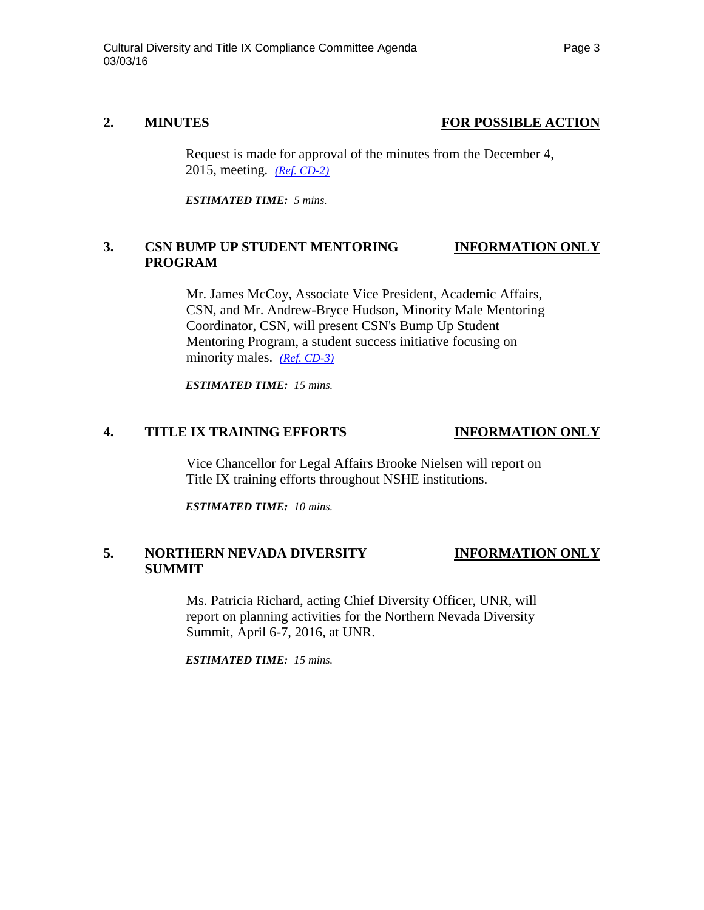**2. MINUTES** **FOR POSSIBLE ACTION**

Request is made for approval of the minutes from the December 4, 2015, meeting. *(Ref. CD-2)*

***ESTIMATED TIME:*** *5 mins.*

**3. CSN BUMP UP STUDENT MENTORING PROGRAM** **INFORMATION ONLY**

Mr. James McCoy, Associate Vice President, Academic Affairs, CSN, and Mr. Andrew-Bryce Hudson, Minority Male Mentoring Coordinator, CSN, will present CSN's Bump Up Student Mentoring Program, a student success initiative focusing on minority males. *(Ref. CD-3)*

***ESTIMATED TIME:*** *15 mins.*

**4. TITLE IX TRAINING EFFORTS** **INFORMATION ONLY**

Vice Chancellor for Legal Affairs Brooke Nielsen will report on Title IX training efforts throughout NSHE institutions.

***ESTIMATED TIME:*** *10 mins.*

**5. NORTHERN NEVADA DIVERSITY SUMMIT** **INFORMATION ONLY**

Ms. Patricia Richard, acting Chief Diversity Officer, UNR, will report on planning activities for the Northern Nevada Diversity Summit, April 6-7, 2016, at UNR.

***ESTIMATED TIME:*** *15 mins.*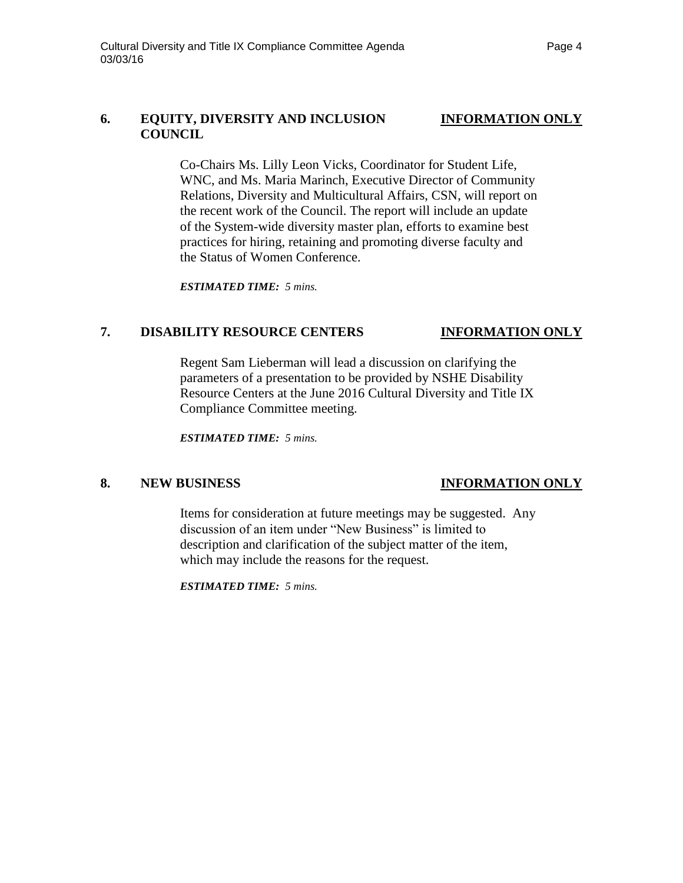## 6. EQUITY, DIVERSITY AND INCLUSION COUNCIL — INFORMATION ONLY

Co-Chairs Ms. Lilly Leon Vicks, Coordinator for Student Life, WNC, and Ms. Maria Marinch, Executive Director of Community Relations, Diversity and Multicultural Affairs, CSN, will report on the recent work of the Council. The report will include an update of the System-wide diversity master plan, efforts to examine best practices for hiring, retaining and promoting diverse faculty and the Status of Women Conference.

***ESTIMATED TIME:*** *5 mins.*

## 7. DISABILITY RESOURCE CENTERS — INFORMATION ONLY

Regent Sam Lieberman will lead a discussion on clarifying the parameters of a presentation to be provided by NSHE Disability Resource Centers at the June 2016 Cultural Diversity and Title IX Compliance Committee meeting.

***ESTIMATED TIME:*** *5 mins.*

## 8. NEW BUSINESS — INFORMATION ONLY

Items for consideration at future meetings may be suggested. Any discussion of an item under "New Business" is limited to description and clarification of the subject matter of the item, which may include the reasons for the request.

***ESTIMATED TIME:*** *5 mins.*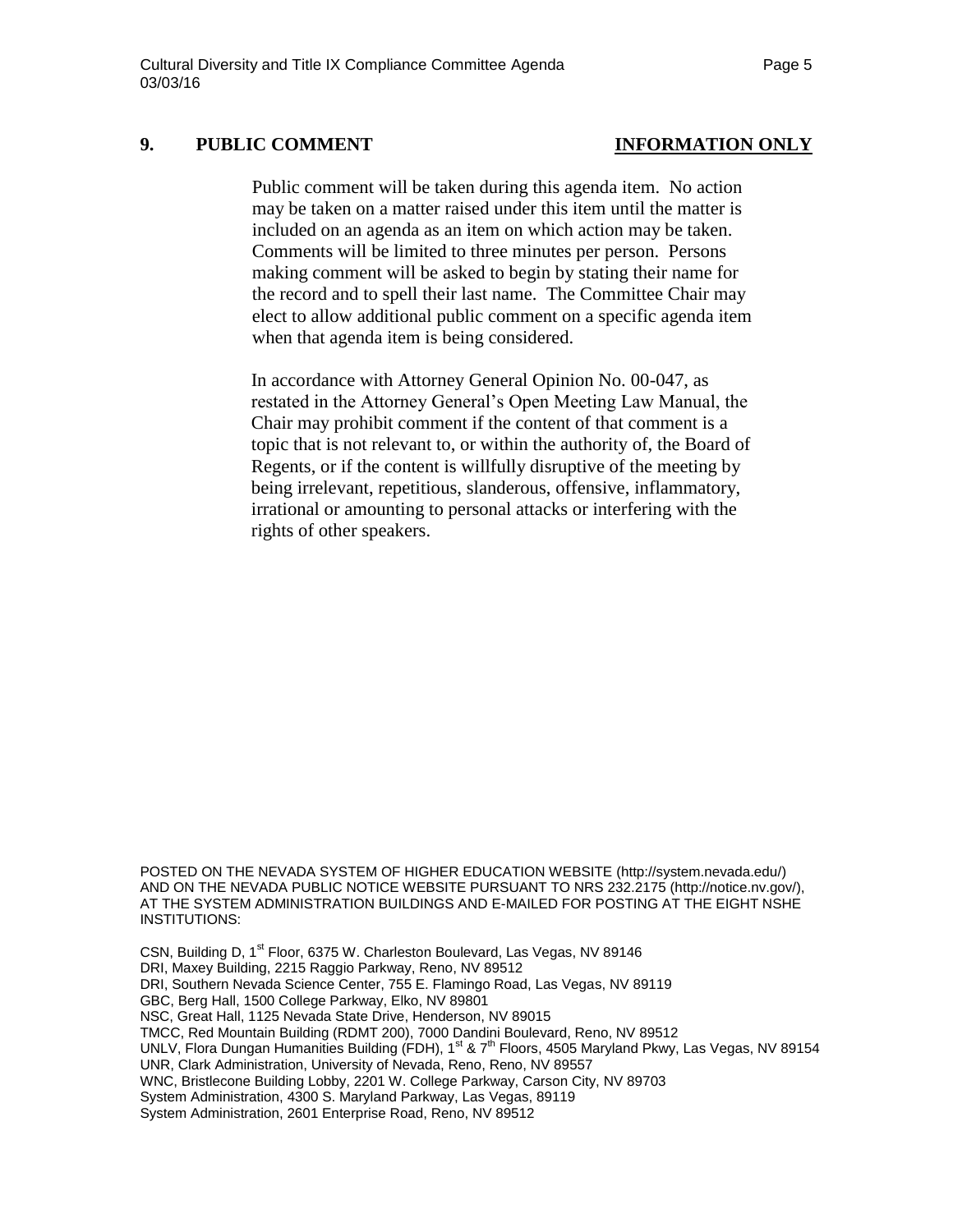## 9. PUBLIC COMMENT **INFORMATION ONLY**

Public comment will be taken during this agenda item. No action may be taken on a matter raised under this item until the matter is included on an agenda as an item on which action may be taken. Comments will be limited to three minutes per person. Persons making comment will be asked to begin by stating their name for the record and to spell their last name. The Committee Chair may elect to allow additional public comment on a specific agenda item when that agenda item is being considered.

In accordance with Attorney General Opinion No. 00-047, as restated in the Attorney General's Open Meeting Law Manual, the Chair may prohibit comment if the content of that comment is a topic that is not relevant to, or within the authority of, the Board of Regents, or if the content is willfully disruptive of the meeting by being irrelevant, repetitious, slanderous, offensive, inflammatory, irrational or amounting to personal attacks or interfering with the rights of other speakers.

POSTED ON THE NEVADA SYSTEM OF HIGHER EDUCATION WEBSITE (http://system.nevada.edu/) AND ON THE NEVADA PUBLIC NOTICE WEBSITE PURSUANT TO NRS 232.2175 (http://notice.nv.gov/), AT THE SYSTEM ADMINISTRATION BUILDINGS AND E-MAILED FOR POSTING AT THE EIGHT NSHE INSTITUTIONS:

CSN, Building D, 1st Floor, 6375 W. Charleston Boulevard, Las Vegas, NV 89146
DRI, Maxey Building, 2215 Raggio Parkway, Reno, NV 89512
DRI, Southern Nevada Science Center, 755 E. Flamingo Road, Las Vegas, NV 89119
GBC, Berg Hall, 1500 College Parkway, Elko, NV 89801
NSC, Great Hall, 1125 Nevada State Drive, Henderson, NV 89015
TMCC, Red Mountain Building (RDMT 200), 7000 Dandini Boulevard, Reno, NV 89512
UNLV, Flora Dungan Humanities Building (FDH), 1st & 7th Floors, 4505 Maryland Pkwy, Las Vegas, NV 89154
UNR, Clark Administration, University of Nevada, Reno, Reno, NV 89557
WNC, Bristlecone Building Lobby, 2201 W. College Parkway, Carson City, NV 89703
System Administration, 4300 S. Maryland Parkway, Las Vegas, 89119
System Administration, 2601 Enterprise Road, Reno, NV 89512